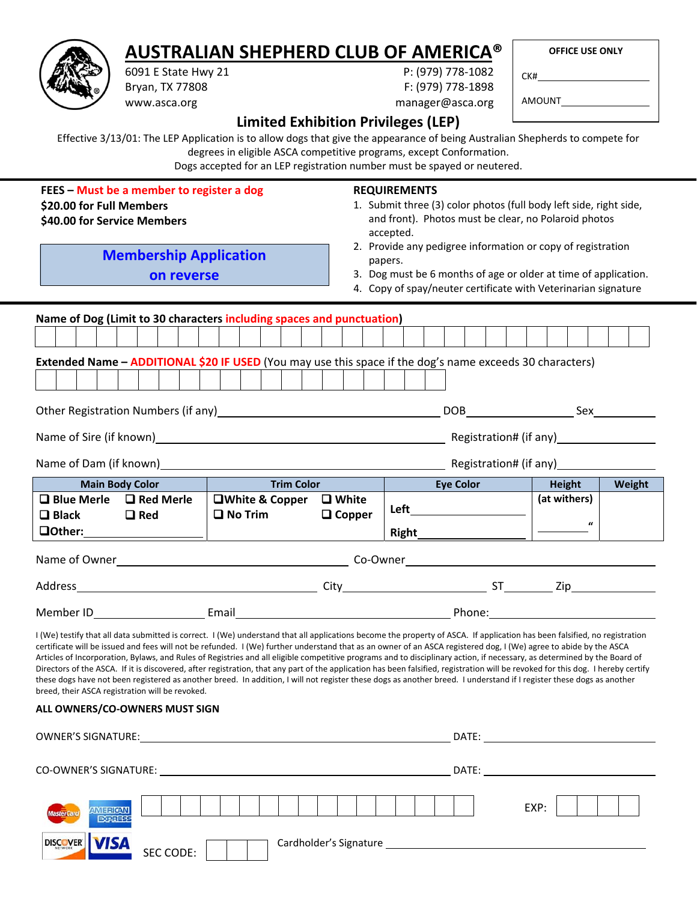# AUSTRALIAN SHEPHERD CLUB OF AMERICA®

6091 E State Hwy 21
Bryan, TX 77808
www.asca.org

P: (979) 778-1082
F: (979) 778-1898
manager@asca.org

**OFFICE USE ONLY**

CK# ____________________

AMOUNT ____________________

## Limited Exhibition Privileges (LEP)

Effective 3/13/01: The LEP Application is to allow dogs that give the appearance of being Australian Shepherds to compete for degrees in eligible ASCA competitive programs, except Conformation.
Dogs accepted for an LEP registration number must be spayed or neutered.

**FEES – Must be a member to register a dog**
**$20.00 for Full Members**
**$40.00 for Service Members**

**Membership Application on reverse**

**REQUIREMENTS**

1. Submit three (3) color photos (full body left side, right side, and front). Photos must be clear, no Polaroid photos accepted.
2. Provide any pedigree information or copy of registration papers.
3. Dog must be 6 months of age or older at time of application.
4. Copy of spay/neuter certificate with Veterinarian signature

**Name of Dog (Limit to 30 characters including spaces and punctuation)**

| | | | | | | | | | | | | | | | | | | | | | | | | | | | | | |
|---|---|---|---|---|---|---|---|---|---|---|---|---|---|---|---|---|---|---|---|---|---|---|---|---|---|---|---|---|---|

**Extended Name – ADDITIONAL $20 IF USED** (You may use this space if the dog's name exceeds 30 characters)

| | | | | | | | | | | | | | | | | | | | |
|---|---|---|---|---|---|---|---|---|---|---|---|---|---|---|---|---|---|---|---|

Other Registration Numbers (if any) ____________________ DOB ____________ Sex ________

Name of Sire (if known) ____________________ Registration# (if any) ____________

Name of Dam (if known) ____________________ Registration# (if any) ____________

| Main Body Color | Trim Color | Eye Color | Height | Weight |
|---|---|---|---|---|
| ❑ Blue Merle ❑ Red Merle<br>❑ Black ❑ Red<br>❑ Other: ________ | ❑ White & Copper ❑ White<br>❑ No Trim ❑ Copper | Left ____________<br>Right ____________ | (at withers)<br>________ " | |

Name of Owner ____________________ Co-Owner ____________________

Address ____________________ City ____________ ST ________ Zip ____________

Member ID ____________ Email ____________________ Phone: ____________

I (We) testify that all data submitted is correct. I (We) understand that all applications become the property of ASCA. If application has been falsified, no registration certificate will be issued and fees will not be refunded. I (We) further understand that as an owner of an ASCA registered dog, I (We) agree to abide by the ASCA Articles of Incorporation, Bylaws, and Rules of Registries and all eligible competitive programs and to disciplinary action, if necessary, as determined by the Board of Directors of the ASCA. If it is discovered, after registration, that any part of the application has been falsified, registration will be revoked for this dog. I hereby certify these dogs have not been registered as another breed. In addition, I will not register these dogs as another breed. I understand if I register these dogs as another breed, their ASCA registration will be revoked.

**ALL OWNERS/CO-OWNERS MUST SIGN**

OWNER'S SIGNATURE: ____________________ DATE: ____________

CO-OWNER'S SIGNATURE: ____________________ DATE: ____________

MasterCard / American Express / Discover / VISA

| | | | | | | | | | | | | | | | |
|---|---|---|---|---|---|---|---|---|---|---|---|---|---|---|---|

EXP: | | | | |

SEC CODE: | | | |

Cardholder's Signature ____________________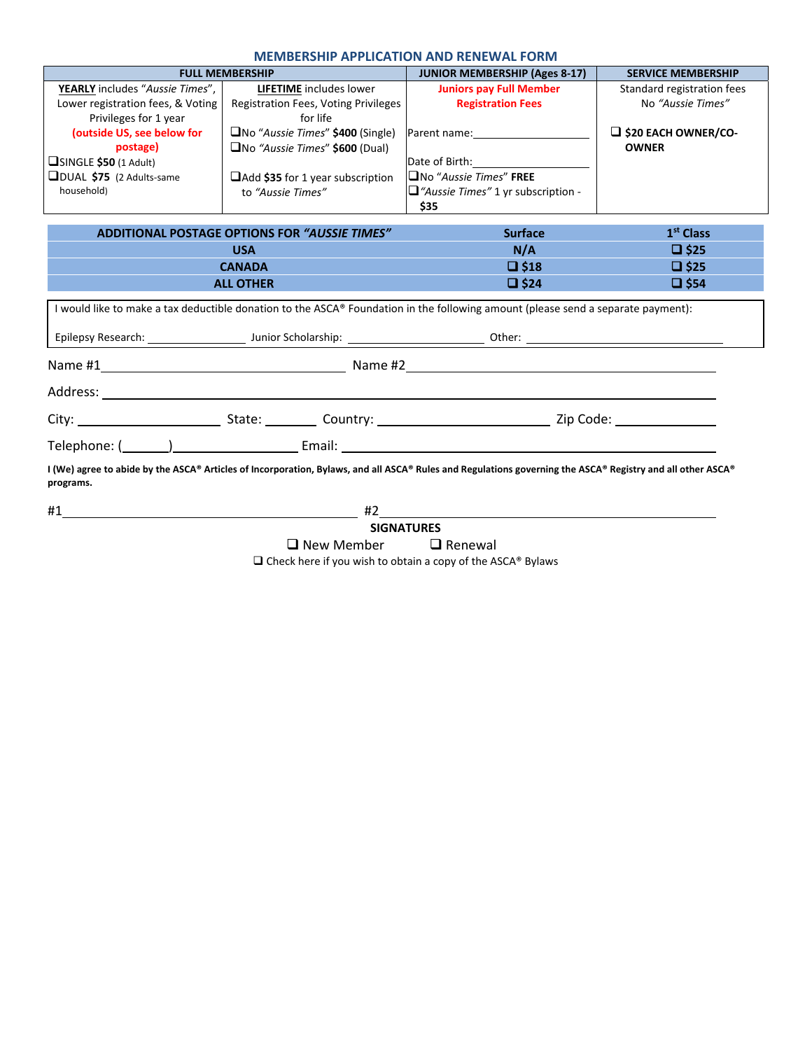## MEMBERSHIP APPLICATION AND RENEWAL FORM

| FULL MEMBERSHIP | | JUNIOR MEMBERSHIP (Ages 8-17) | SERVICE MEMBERSHIP |
|---|---|---|---|
| **YEARLY** includes *"Aussie Times"*, Lower registration fees, & Voting Privileges for 1 year **(outside US, see below for postage)** ❑SINGLE **$50** (1 Adult) ❑DUAL **$75** (2 Adults-same household) | **LIFETIME** includes lower Registration Fees, Voting Privileges for life ❑No *"Aussie Times"* **$400** (Single) ❑No *"Aussie Times"* **$600** (Dual) ❑Add **$35** for 1 year subscription to *"Aussie Times"* | **Juniors pay Full Member Registration Fees** Parent name:\_\_\_\_\_\_\_\_\_\_ Date of Birth:\_\_\_\_\_\_\_\_\_\_ ❑No *"Aussie Times"* **FREE** ❑*"Aussie Times"* 1 yr subscription - **$35** | Standard registration fees No *"Aussie Times"* ❑ **$20 EACH OWNER/CO-OWNER** |

| ADDITIONAL POSTAGE OPTIONS FOR *"AUSSIE TIMES"* | Surface | 1st Class |
|---|---|---|
| USA | N/A | ❑ $25 |
| CANADA | ❑ $18 | ❑ $25 |
| ALL OTHER | ❑ $24 | ❑ $54 |

I would like to make a tax deductible donation to the ASCA® Foundation in the following amount (please send a separate payment):

Epilepsy Research: \_\_\_\_\_\_\_\_\_\_ Junior Scholarship: \_\_\_\_\_\_\_\_\_\_ Other: \_\_\_\_\_\_\_\_\_\_

Name #1\_\_\_\_\_\_\_\_\_\_\_\_\_\_\_\_\_\_\_\_ Name #2\_\_\_\_\_\_\_\_\_\_\_\_\_\_\_\_\_\_\_\_

Address: \_\_\_\_\_\_\_\_\_\_\_\_\_\_\_\_\_\_\_\_\_\_\_\_\_\_\_\_\_\_\_\_\_\_\_\_\_\_\_\_

City: \_\_\_\_\_\_\_\_\_\_ State: \_\_\_\_\_ Country: \_\_\_\_\_\_\_\_\_\_ Zip Code: \_\_\_\_\_\_\_\_

Telephone: (\_\_\_\_\_)\_\_\_\_\_\_\_\_\_\_ Email: \_\_\_\_\_\_\_\_\_\_\_\_\_\_\_\_\_\_\_\_

**I (We) agree to abide by the ASCA® Articles of Incorporation, Bylaws, and all ASCA® Rules and Regulations governing the ASCA® Registry and all other ASCA® programs.**

#1\_\_\_\_\_\_\_\_\_\_\_\_\_\_\_\_\_\_\_\_ #2\_\_\_\_\_\_\_\_\_\_\_\_\_\_\_\_\_\_\_\_

**SIGNATURES**

❑ New Member ❑ Renewal

❑ Check here if you wish to obtain a copy of the ASCA® Bylaws